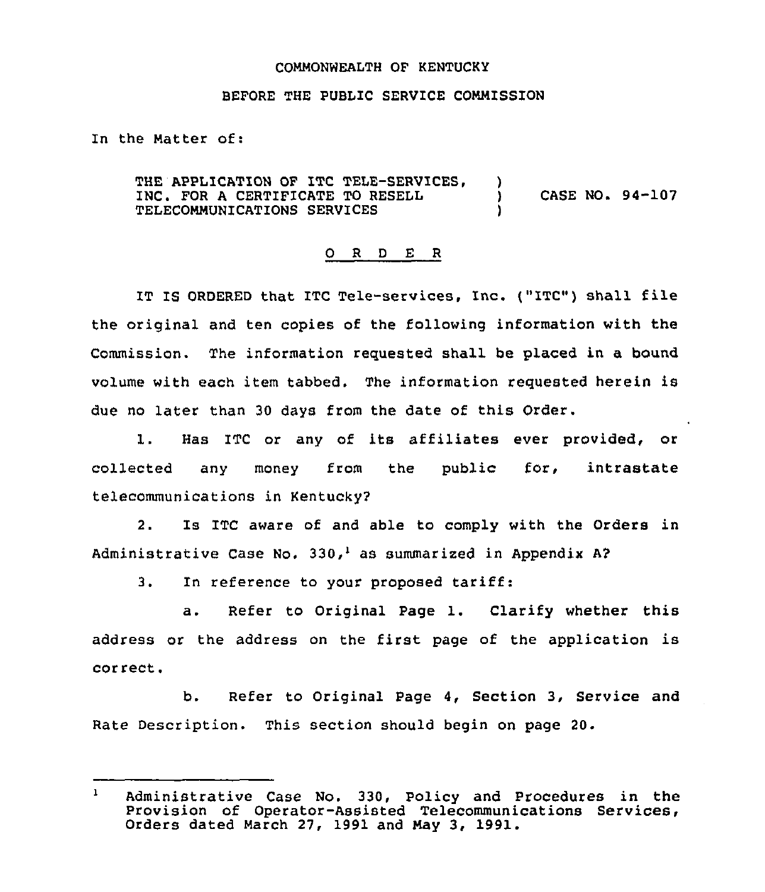COMMONWEALTH OF KENTUCKY

BEFORE THE PUBLIC SERVICE COMMISSION

In the Matter of:

THE APPLICATION OF ITC TELE-SERVICES, INC. FOR A CERTIFICATE TO RESELL TELECOMMUNICATIONS SERVICES ) CASE NO. 94-107

O R D E R

IT IS ORDERED that ITC Tele-services, Inc. ("ITC") shall file the original and ten copies of the following information with the Commission. The information requested shall be placed in a bound volume with each item tabbed. The information requested herein is due no later than 30 days from the date of this Order.

1. Has ITC or any of its affiliates ever provided, or collected any money from the public for, intrastate telecommunications in Kentucky?

2. Is ITC aware of and able to comply with the Orders in Administrative Case No. 330,[1] as summarized in Appendix A?

3. In reference to your proposed tariff:

   a. Refer to Original Page 1. Clarify whether this address or the address on the first page of the application is correct.

   b. Refer to Original Page 4, Section 3, Service and Rate Description. This section should begin on page 20.

---

[1] Administrative Case No. 330, Policy and Procedures in the Provision of Operator-Assisted Telecommunications Services, Orders dated March 27, 1991 and May 3, 1991.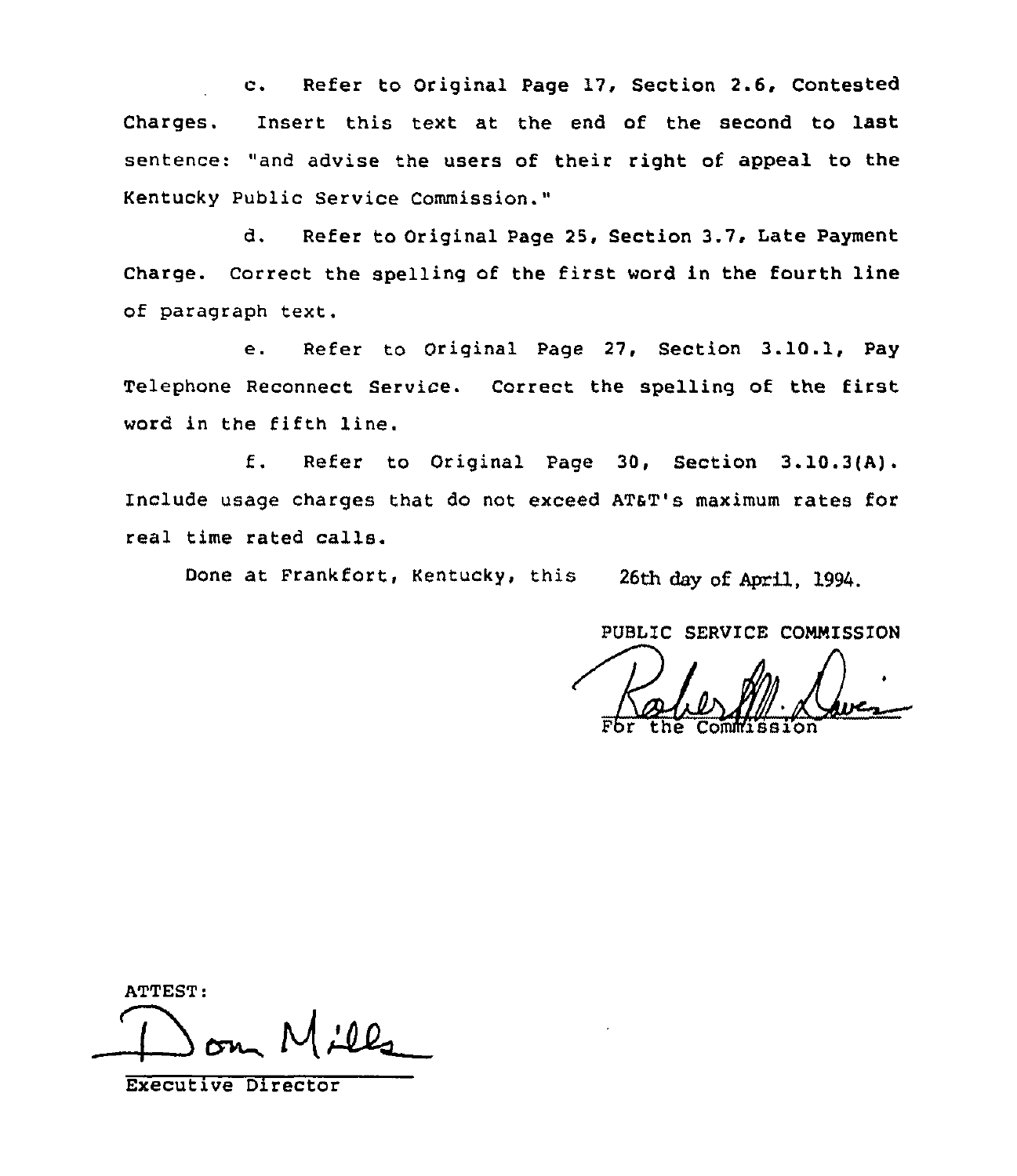c. Refer to Original Page 17, Section 2.6, Contested Charges. Insert this text at the end of the second to last sentence: "and advise the users of their right of appeal to the Kentucky Public Service Commission."

d. Refer to Original Page 25, Section 3.7, Late Payment Charge. Correct the spelling of the first word in the fourth line of paragraph text.

e. Refer to Original Page 27, Section 3.10.1, Pay Telephone Reconnect Service. Correct the spelling of the first word in the fifth line.

f. Refer to Original Page 30, Section 3.10.3(A). Include usage charges that do not exceed AT&T's maximum rates for real time rated calls.

Done at Frankfort, Kentucky, this 26th day of April, 1994.

PUBLIC SERVICE COMMISSION

For the Commission

ATTEST:

Executive Director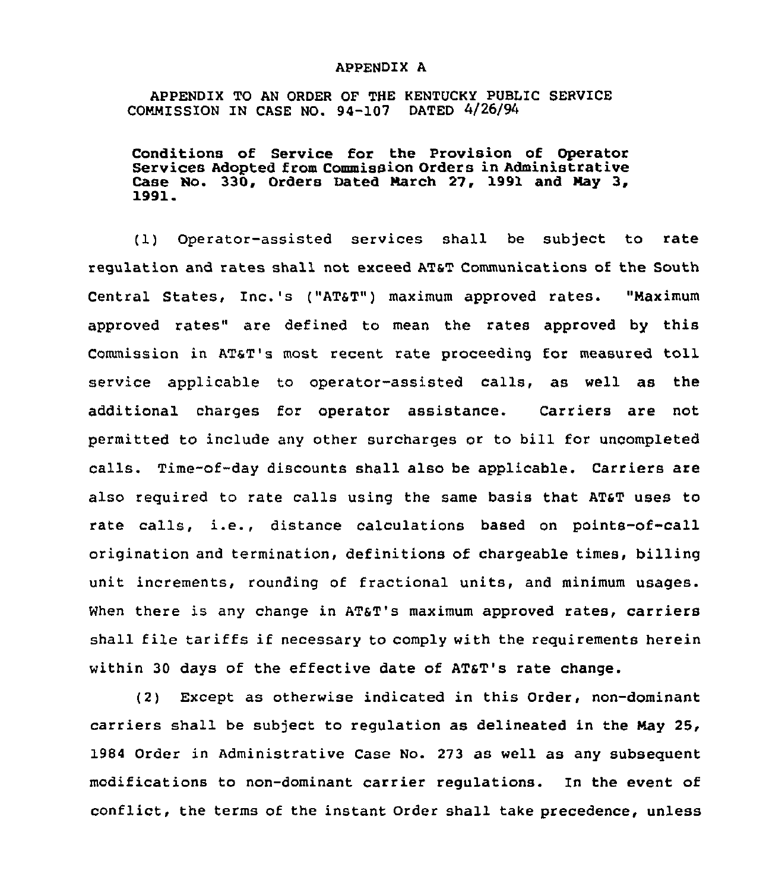APPENDIX A

APPENDIX TO AN ORDER OF THE KENTUCKY PUBLIC SERVICE COMMISSION IN CASE NO. 94-107 DATED 4/26/94

**Conditions of Service for the Provision of Operator Services Adopted from Commission Orders in Administrative Case No. 330, Orders Dated March 27, 1991 and May 3, 1991.**

(1) Operator-assisted services shall be subject to rate regulation and rates shall not exceed AT&T Communications of the South Central States, Inc.'s ("AT&T") maximum approved rates. "Maximum approved rates" are defined to mean the rates approved by this Commission in AT&T's most recent rate proceeding for measured toll service applicable to operator-assisted calls, as well as the additional charges for operator assistance. Carriers are not permitted to include any other surcharges or to bill for uncompleted calls. Time-of-day discounts shall also be applicable. Carriers are also required to rate calls using the same basis that AT&T uses to rate calls, i.e., distance calculations based on points-of-call origination and termination, definitions of chargeable times, billing unit increments, rounding of fractional units, and minimum usages. When there is any change in AT&T's maximum approved rates, carriers shall file tariffs if necessary to comply with the requirements herein within 30 days of the effective date of AT&T's rate change.

(2) Except as otherwise indicated in this Order, non-dominant carriers shall be subject to regulation as delineated in the May 25, 1984 Order in Administrative Case No. 273 as well as any subsequent modifications to non-dominant carrier regulations. In the event of conflict, the terms of the instant Order shall take precedence, unless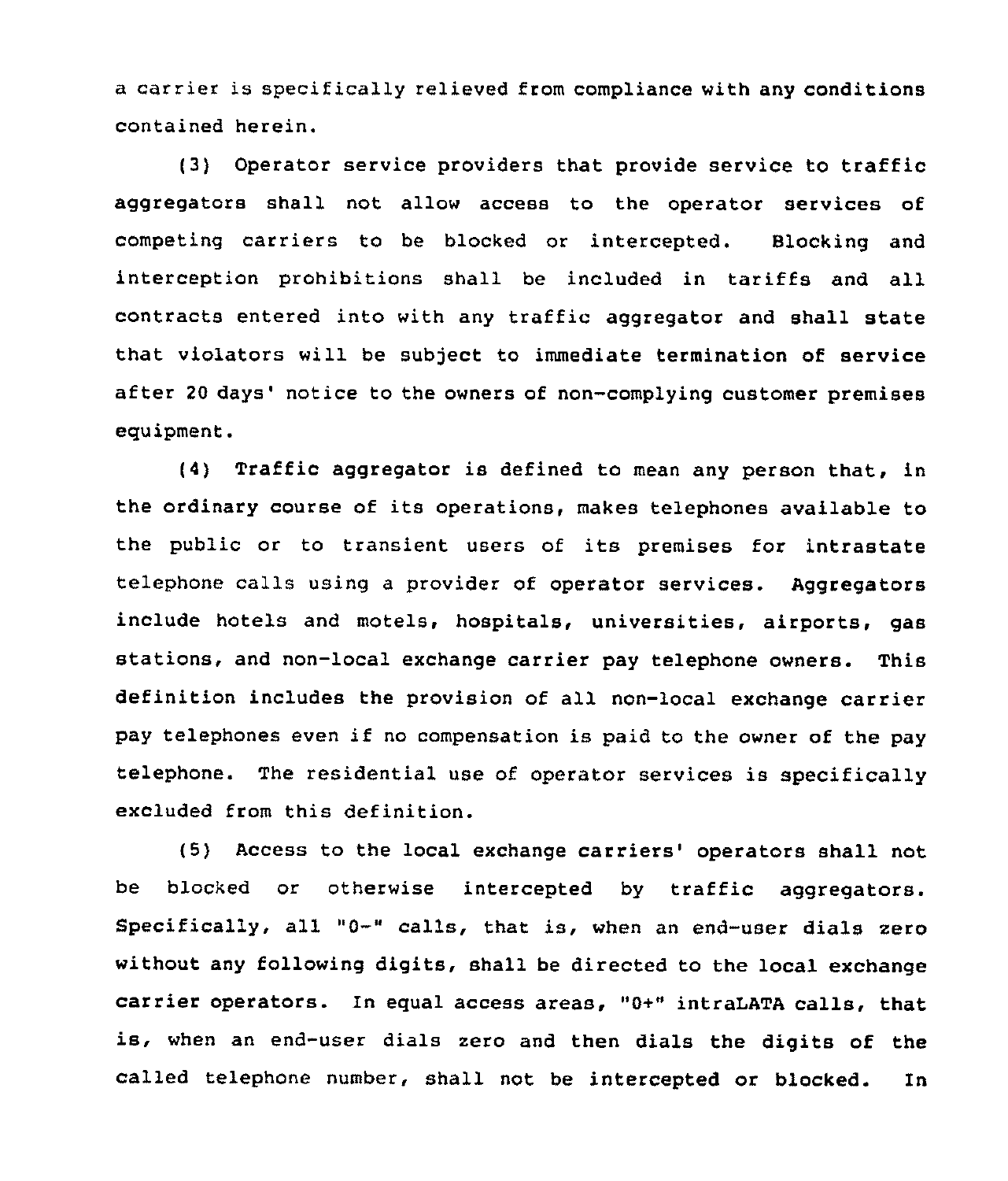a carrier is specifically relieved from compliance with any conditions contained herein.

(3) Operator service providers that provide service to traffic aggregators shall not allow access to the operator services of competing carriers to be blocked or intercepted. Blocking and interception prohibitions shall be included in tariffs and all contracts entered into with any traffic aggregator and shall state that violators will be subject to immediate termination of service after 20 days' notice to the owners of non-complying customer premises equipment.

(4) Traffic aggregator is defined to mean any person that, in the ordinary course of its operations, makes telephones available to the public or to transient users of its premises for intrastate telephone calls using a provider of operator services. Aggregators include hotels and motels, hospitals, universities, airports, gas stations, and non-local exchange carrier pay telephone owners. This definition includes the provision of all non-local exchange carrier pay telephones even if no compensation is paid to the owner of the pay telephone. The residential use of operator services is specifically excluded from this definition.

(5) Access to the local exchange carriers' operators shall not be blocked or otherwise intercepted by traffic aggregators. Specifically, all "0-" calls, that is, when an end-user dials zero without any following digits, shall be directed to the local exchange carrier operators. In equal access areas, "0+" intraLATA calls, that is, when an end-user dials zero and then dials the digits of the called telephone number, shall not be intercepted or blocked. In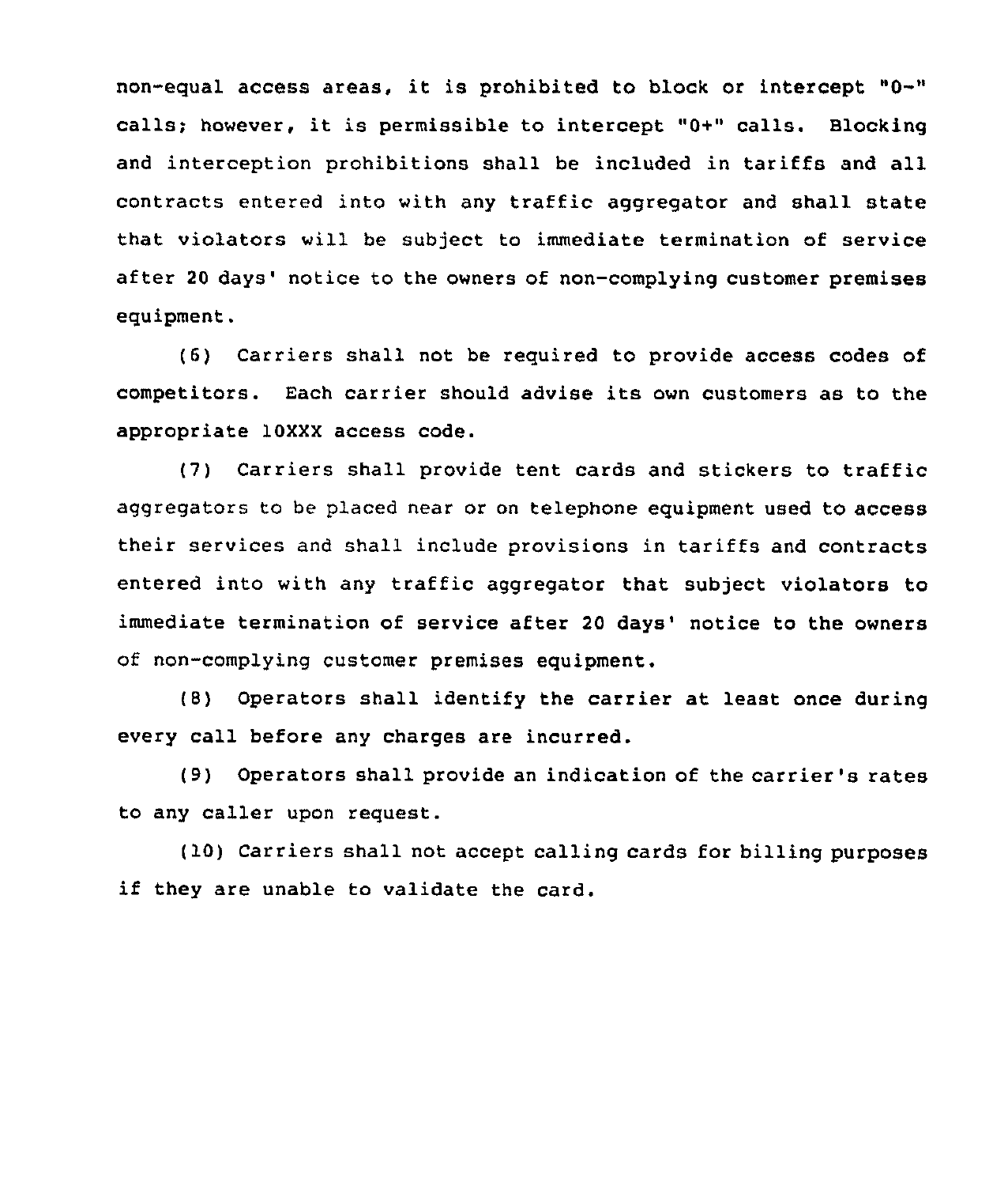non-equal access areas, it is prohibited to block or intercept "0-" calls; however, it is permissible to intercept "0+" calls. Blocking and interception prohibitions shall be included in tariffs and all contracts entered into with any traffic aggregator and shall state that violators will be subject to immediate termination of service after 20 days' notice to the owners of non-complying customer premises equipment.

(6) Carriers shall not be required to provide access codes of competitors. Each carrier should advise its own customers as to the appropriate 10XXX access code.

(7) Carriers shall provide tent cards and stickers to traffic aggregators to be placed near or on telephone equipment used to access their services and shall include provisions in tariffs and contracts entered into with any traffic aggregator that subject violators to immediate termination of service after 20 days' notice to the owners of non-complying customer premises equipment.

(8) Operators shall identify the carrier at least once during every call before any charges are incurred.

(9) Operators shall provide an indication of the carrier's rates to any caller upon request.

(10) Carriers shall not accept calling cards for billing purposes if they are unable to validate the card.